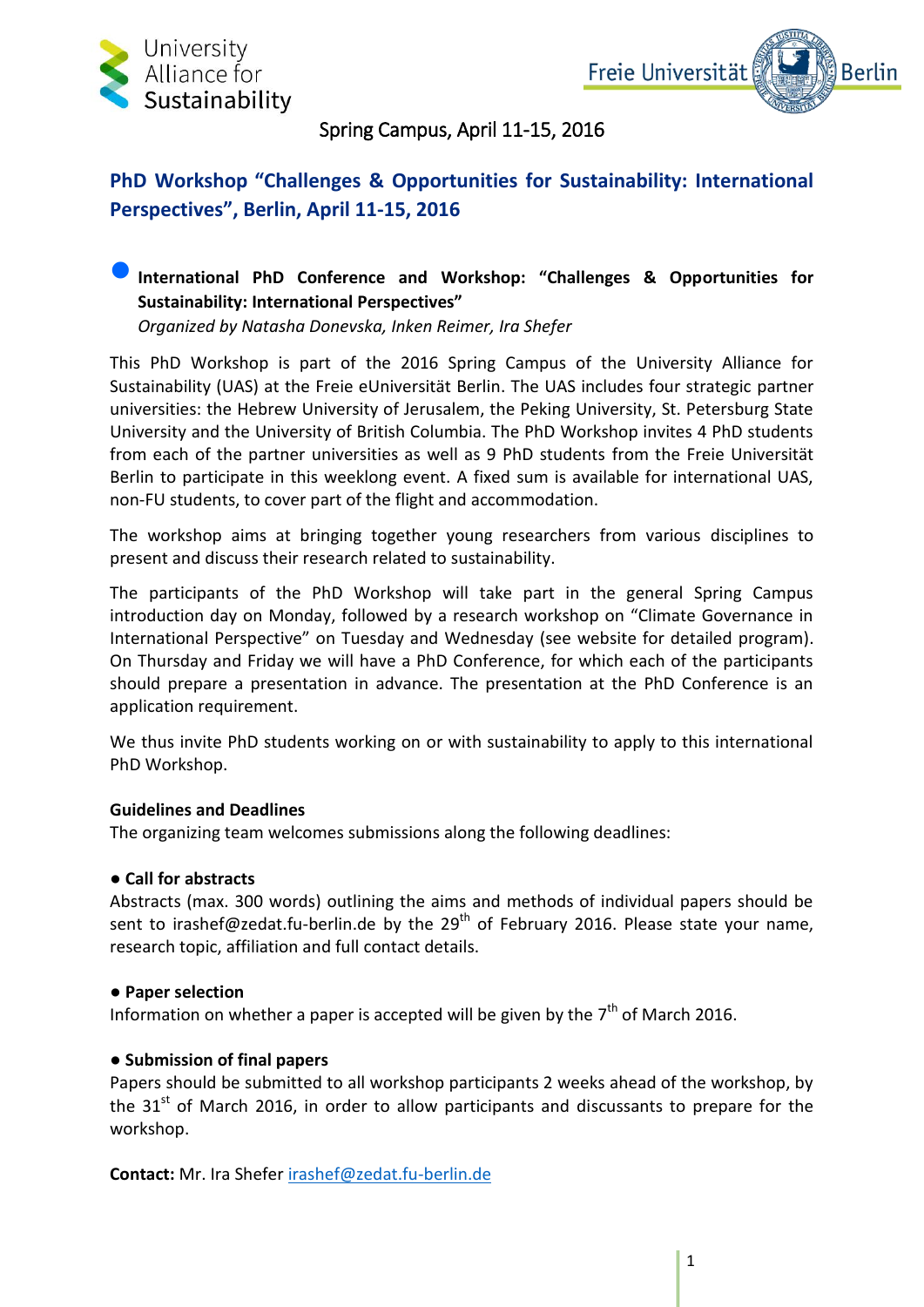University Alliance for Sustainability

Freie Universität Berlin

Spring Campus, April 11-15, 2016

## PhD Workshop "Challenges & Opportunities for Sustainability: International Perspectives", Berlin, April 11-15, 2016

### ● International PhD Conference and Workshop: "Challenges & Opportunities for Sustainability: International Perspectives"

*Organized by Natasha Donevska, Inken Reimer, Ira Shefer*

This PhD Workshop is part of the 2016 Spring Campus of the University Alliance for Sustainability (UAS) at the Freie eUniversität Berlin. The UAS includes four strategic partner universities: the Hebrew University of Jerusalem, the Peking University, St. Petersburg State University and the University of British Columbia. The PhD Workshop invites 4 PhD students from each of the partner universities as well as 9 PhD students from the Freie Universität Berlin to participate in this weeklong event. A fixed sum is available for international UAS, non-FU students, to cover part of the flight and accommodation.

The workshop aims at bringing together young researchers from various disciplines to present and discuss their research related to sustainability.

The participants of the PhD Workshop will take part in the general Spring Campus introduction day on Monday, followed by a research workshop on "Climate Governance in International Perspective" on Tuesday and Wednesday (see website for detailed program). On Thursday and Friday we will have a PhD Conference, for which each of the participants should prepare a presentation in advance. The presentation at the PhD Conference is an application requirement.

We thus invite PhD students working on or with sustainability to apply to this international PhD Workshop.

**Guidelines and Deadlines**

The organizing team welcomes submissions along the following deadlines:

**● Call for abstracts**

Abstracts (max. 300 words) outlining the aims and methods of individual papers should be sent to irashef@zedat.fu-berlin.de by the 29th of February 2016. Please state your name, research topic, affiliation and full contact details.

**● Paper selection**

Information on whether a paper is accepted will be given by the 7th of March 2016.

**● Submission of final papers**

Papers should be submitted to all workshop participants 2 weeks ahead of the workshop, by the 31st of March 2016, in order to allow participants and discussants to prepare for the workshop.

**Contact:** Mr. Ira Shefer irashef@zedat.fu-berlin.de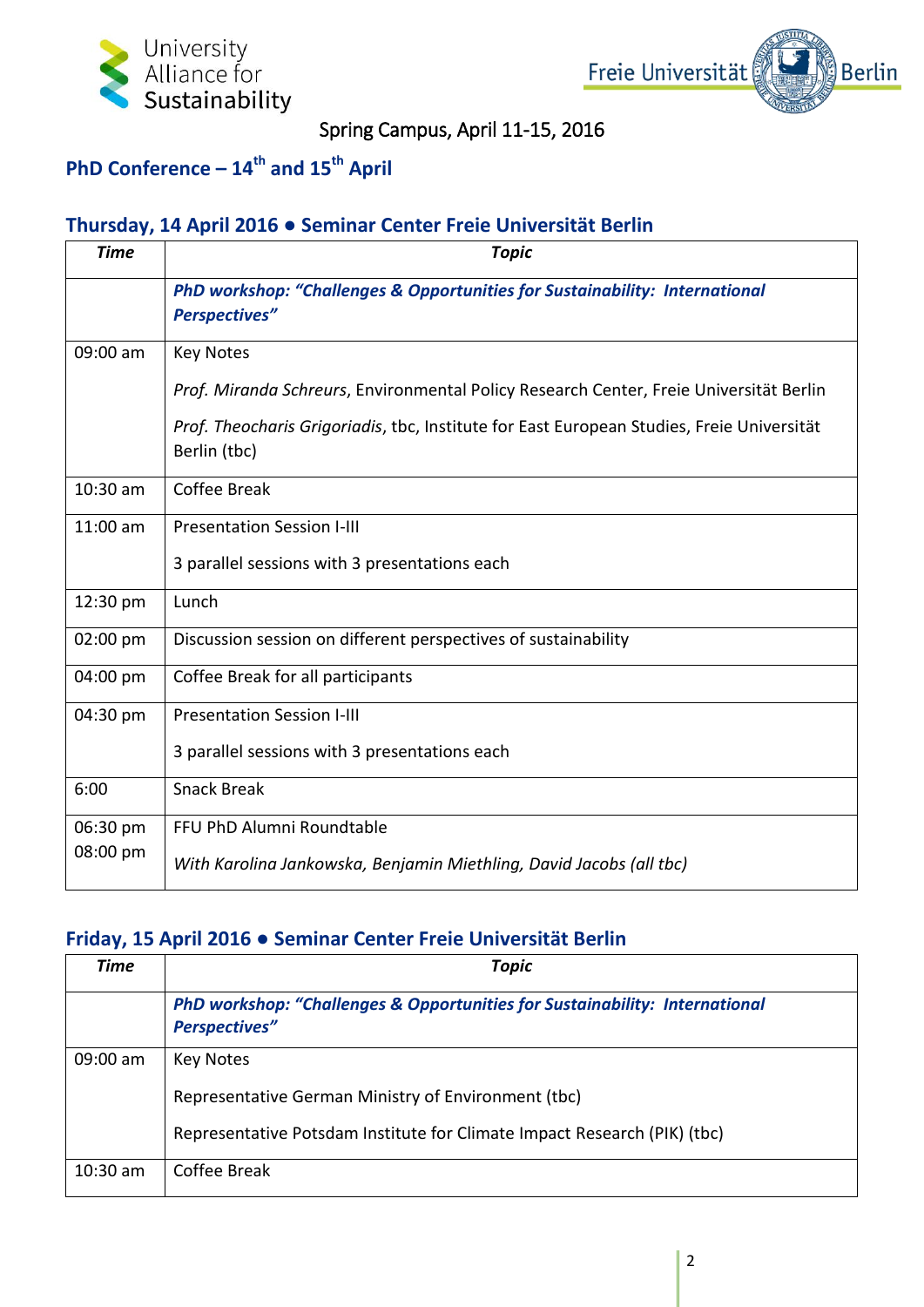University Alliance for Sustainability

Freie Universität Berlin

Spring Campus, April 11-15, 2016

## PhD Conference – 14th and 15th April

### Thursday, 14 April 2016 ● Seminar Center Freie Universität Berlin

| *Time* | *Topic* |
|---|---|
| | ***PhD workshop: "Challenges & Opportunities for Sustainability: International Perspectives"*** |
| 09:00 am | Key Notes<br><br>*Prof. Miranda Schreurs*, Environmental Policy Research Center, Freie Universität Berlin<br><br>*Prof. Theocharis Grigoriadis*, tbc, Institute for East European Studies, Freie Universität Berlin (tbc) |
| 10:30 am | Coffee Break |
| 11:00 am | Presentation Session I-III<br><br>3 parallel sessions with 3 presentations each |
| 12:30 pm | Lunch |
| 02:00 pm | Discussion session on different perspectives of sustainability |
| 04:00 pm | Coffee Break for all participants |
| 04:30 pm | Presentation Session I-III<br><br>3 parallel sessions with 3 presentations each |
| 6:00 | Snack Break |
| 06:30 pm<br>08:00 pm | FFU PhD Alumni Roundtable<br><br>*With Karolina Jankowska, Benjamin Miethling, David Jacobs (all tbc)* |

### Friday, 15 April 2016 ● Seminar Center Freie Universität Berlin

| *Time* | *Topic* |
|---|---|
| | ***PhD workshop: "Challenges & Opportunities for Sustainability: International Perspectives"*** |
| 09:00 am | Key Notes<br><br>Representative German Ministry of Environment (tbc)<br><br>Representative Potsdam Institute for Climate Impact Research (PIK) (tbc) |
| 10:30 am | Coffee Break |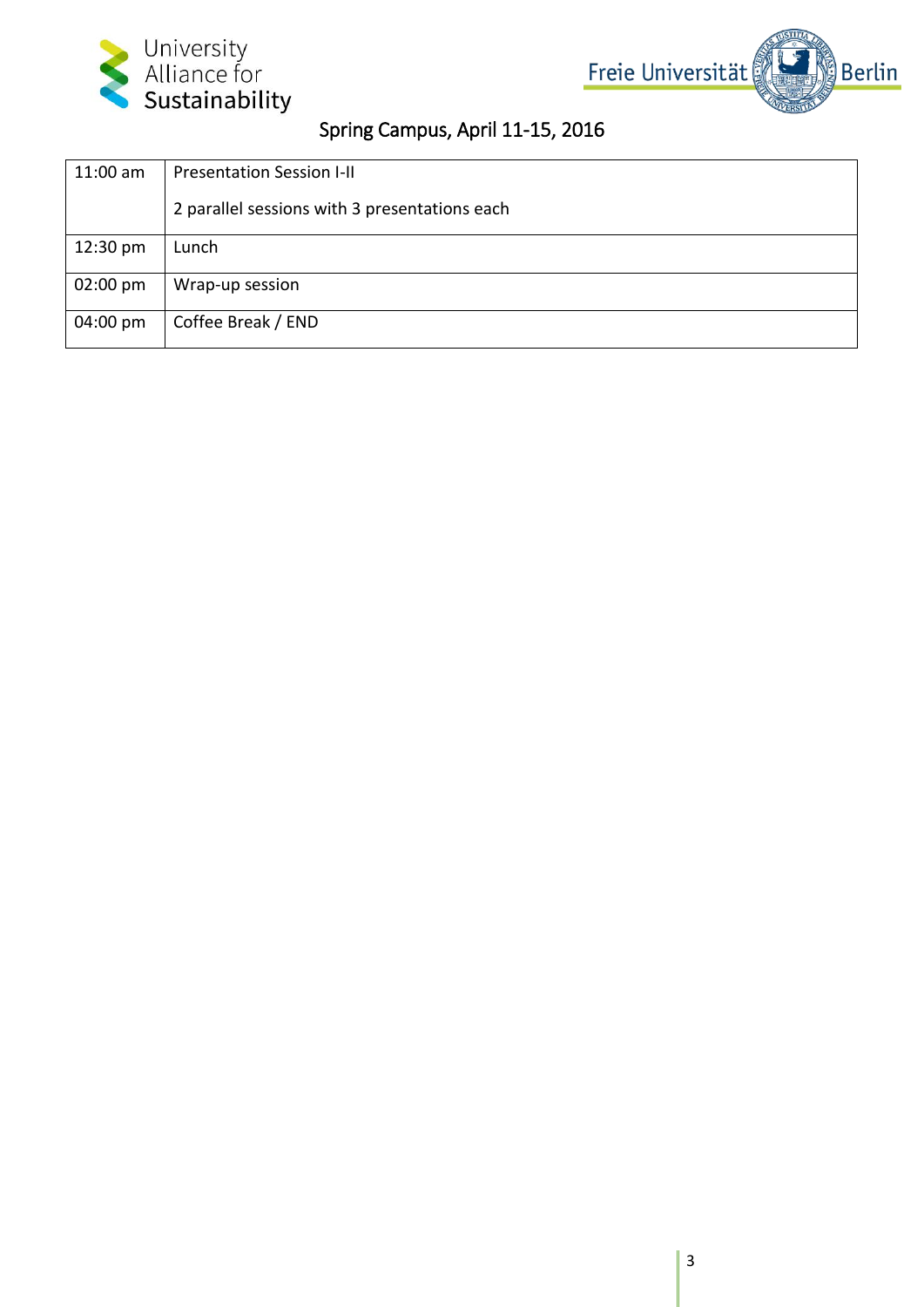Spring Campus, April 11-15, 2016

| | |
|---|---|
| 11:00 am | Presentation Session I-II<br><br>2 parallel sessions with 3 presentations each |
| 12:30 pm | Lunch |
| 02:00 pm | Wrap-up session |
| 04:00 pm | Coffee Break / END |